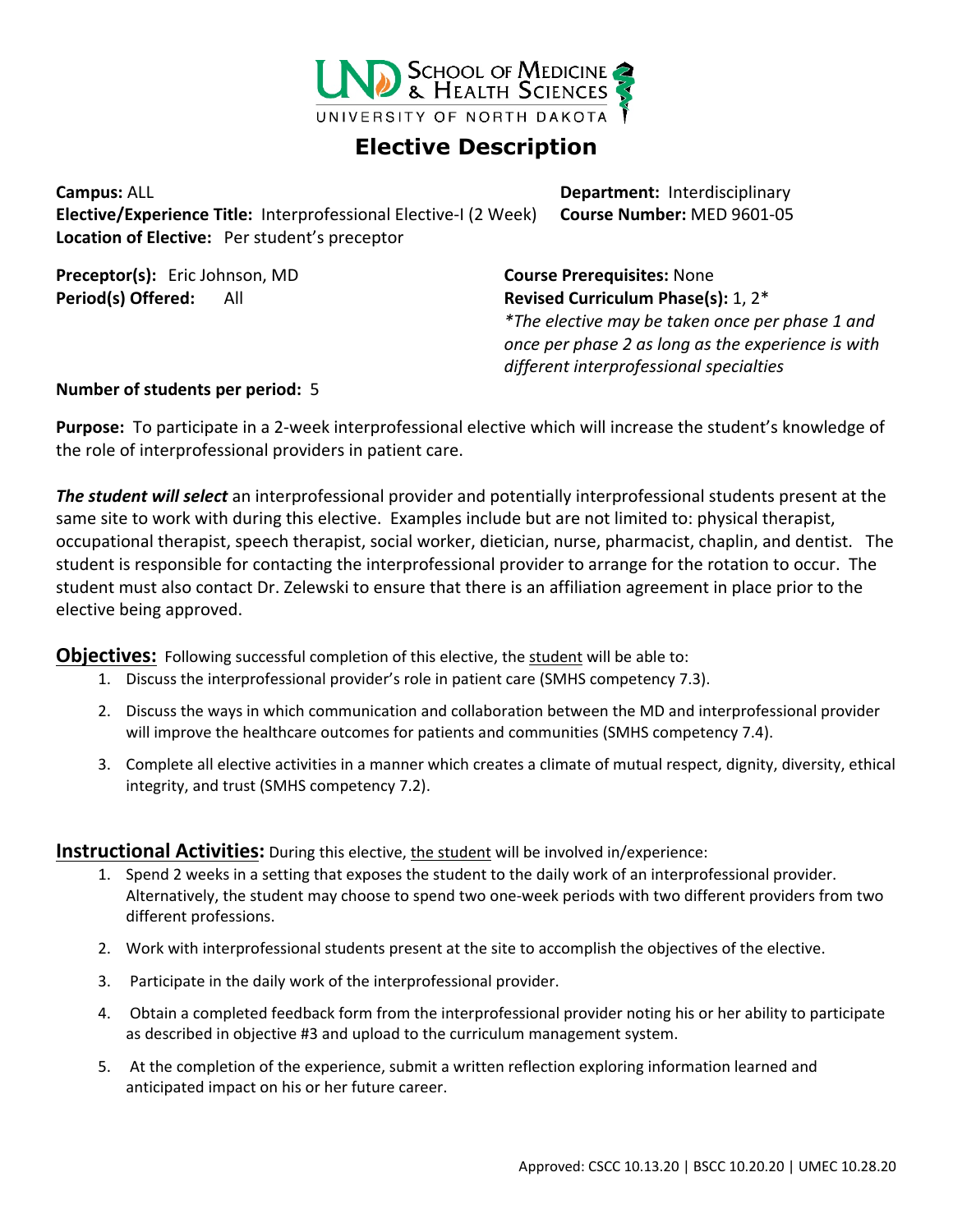# Elective Description

**Campus:** ALL

**Department:** Interdisciplinary

**Elective/Experience Title:** Interprofessional Elective-I (2 Week)

**Course Number:** MED 9601-05

**Location of Elective:** Per student's preceptor

**Preceptor(s):** Eric Johnson, MD

**Course Prerequisites:** None

**Period(s) Offered:** All

**Revised Curriculum Phase(s):** 1, 2*

*\*The elective may be taken once per phase 1 and once per phase 2 as long as the experience is with different interprofessional specialties*

**Number of students per period:** 5

**Purpose:** To participate in a 2-week interprofessional elective which will increase the student's knowledge of the role of interprofessional providers in patient care.

***The student will select*** an interprofessional provider and potentially interprofessional students present at the same site to work with during this elective. Examples include but are not limited to: physical therapist, occupational therapist, speech therapist, social worker, dietician, nurse, pharmacist, chaplin, and dentist. The student is responsible for contacting the interprofessional provider to arrange for the rotation to occur. The student must also contact Dr. Zelewski to ensure that there is an affiliation agreement in place prior to the elective being approved.

## Objectives:

Following successful completion of this elective, the student will be able to:

1. Discuss the interprofessional provider's role in patient care (SMHS competency 7.3).
2. Discuss the ways in which communication and collaboration between the MD and interprofessional provider will improve the healthcare outcomes for patients and communities (SMHS competency 7.4).
3. Complete all elective activities in a manner which creates a climate of mutual respect, dignity, diversity, ethical integrity, and trust (SMHS competency 7.2).

## Instructional Activities:

During this elective, the student will be involved in/experience:

1. Spend 2 weeks in a setting that exposes the student to the daily work of an interprofessional provider. Alternatively, the student may choose to spend two one-week periods with two different providers from two different professions.
2. Work with interprofessional students present at the site to accomplish the objectives of the elective.
3. Participate in the daily work of the interprofessional provider.
4. Obtain a completed feedback form from the interprofessional provider noting his or her ability to participate as described in objective #3 and upload to the curriculum management system.
5. At the completion of the experience, submit a written reflection exploring information learned and anticipated impact on his or her future career.

Approved: CSCC 10.13.20 | BSCC 10.20.20 | UMEC 10.28.20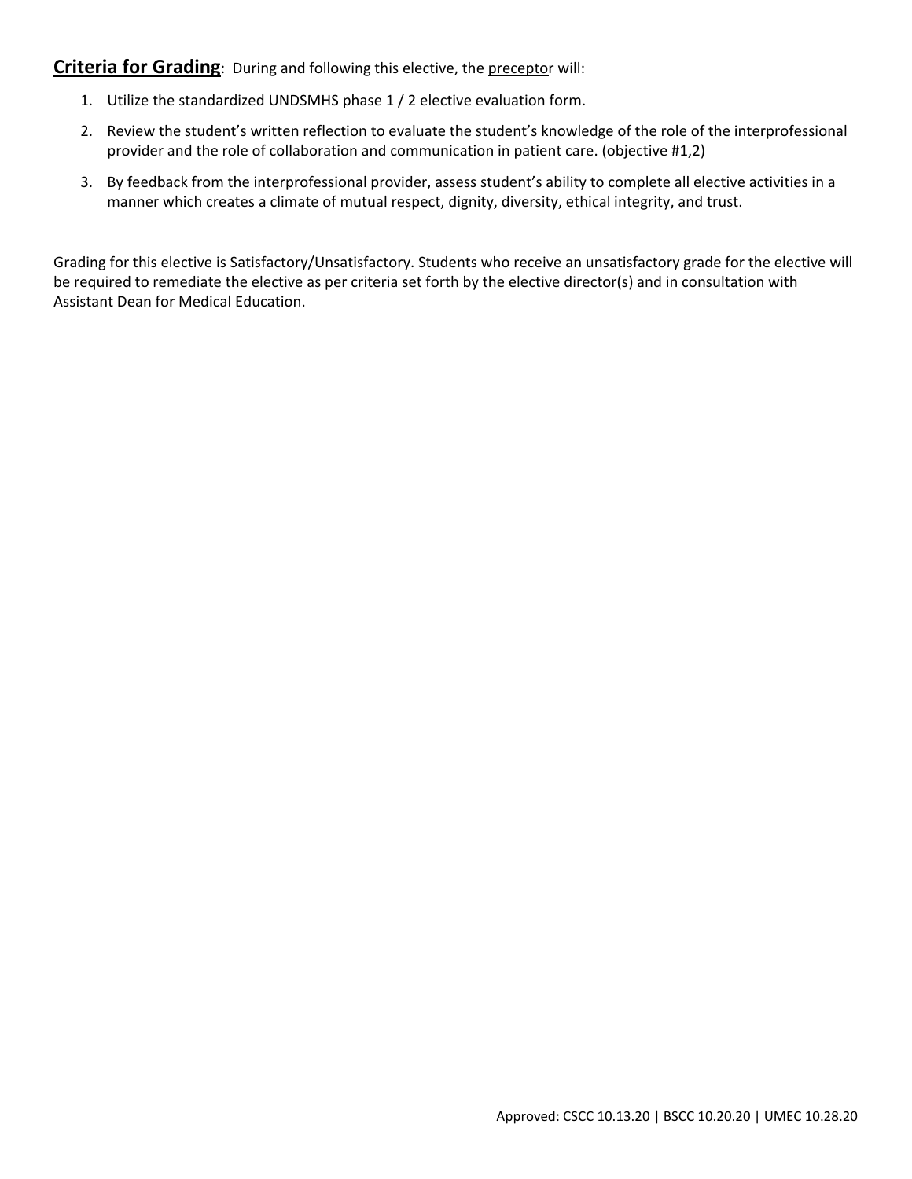**Criteria for Grading**: During and following this elective, the preceptor will:

1. Utilize the standardized UNDSMHS phase 1 / 2 elective evaluation form.
2. Review the student's written reflection to evaluate the student's knowledge of the role of the interprofessional provider and the role of collaboration and communication in patient care. (objective #1,2)
3. By feedback from the interprofessional provider, assess student's ability to complete all elective activities in a manner which creates a climate of mutual respect, dignity, diversity, ethical integrity, and trust.

Grading for this elective is Satisfactory/Unsatisfactory. Students who receive an unsatisfactory grade for the elective will be required to remediate the elective as per criteria set forth by the elective director(s) and in consultation with Assistant Dean for Medical Education.

Approved: CSCC 10.13.20 | BSCC 10.20.20 | UMEC 10.28.20